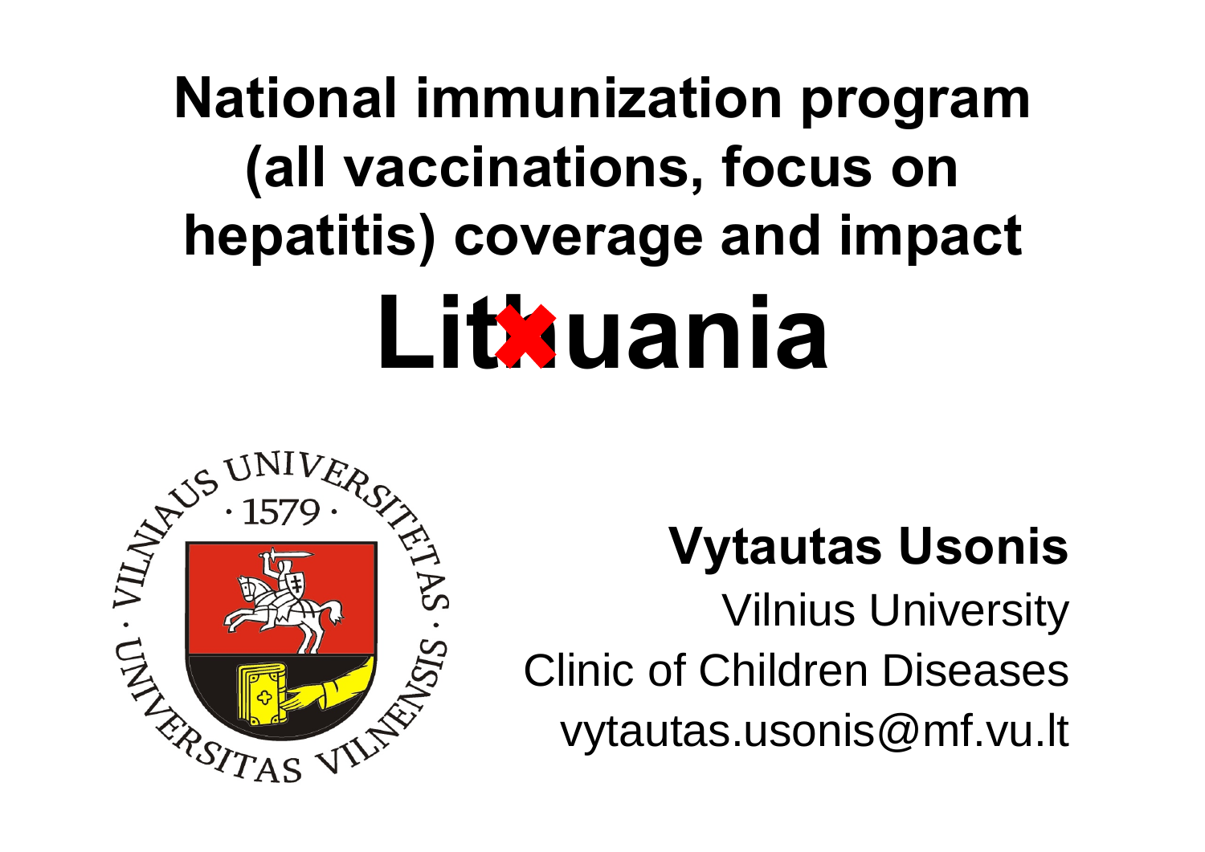# National immunization program (all vaccinations, focus on hepatitis) coverage and impact

# Lithuania

**Vytautas Usonis**

Vilnius University

Clinic of Children Diseases

vytautas.usonis@mf.vu.lt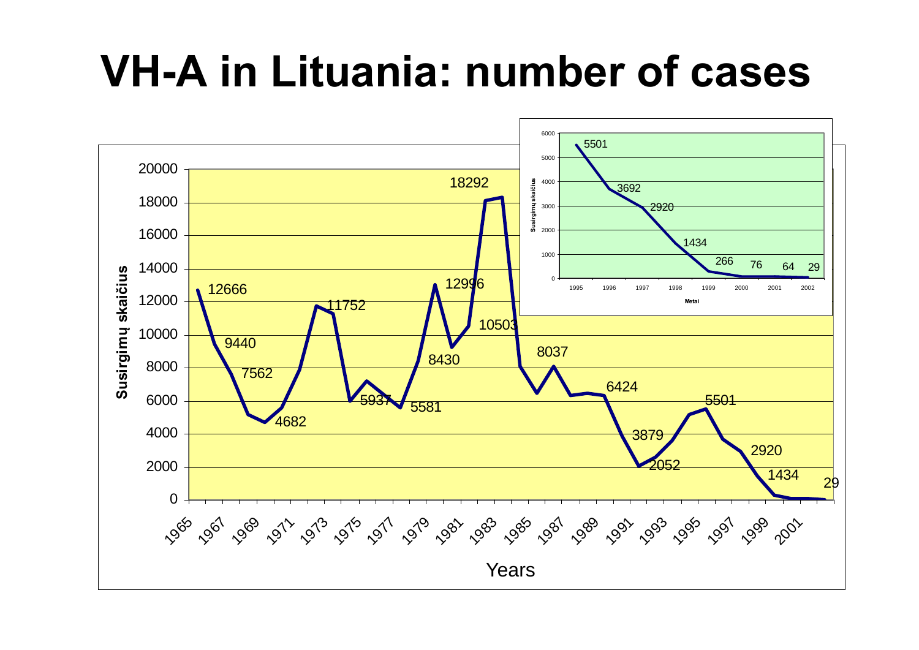# VH-A in Lituania: number of cases

Susirgimų skaičius

Years

Metai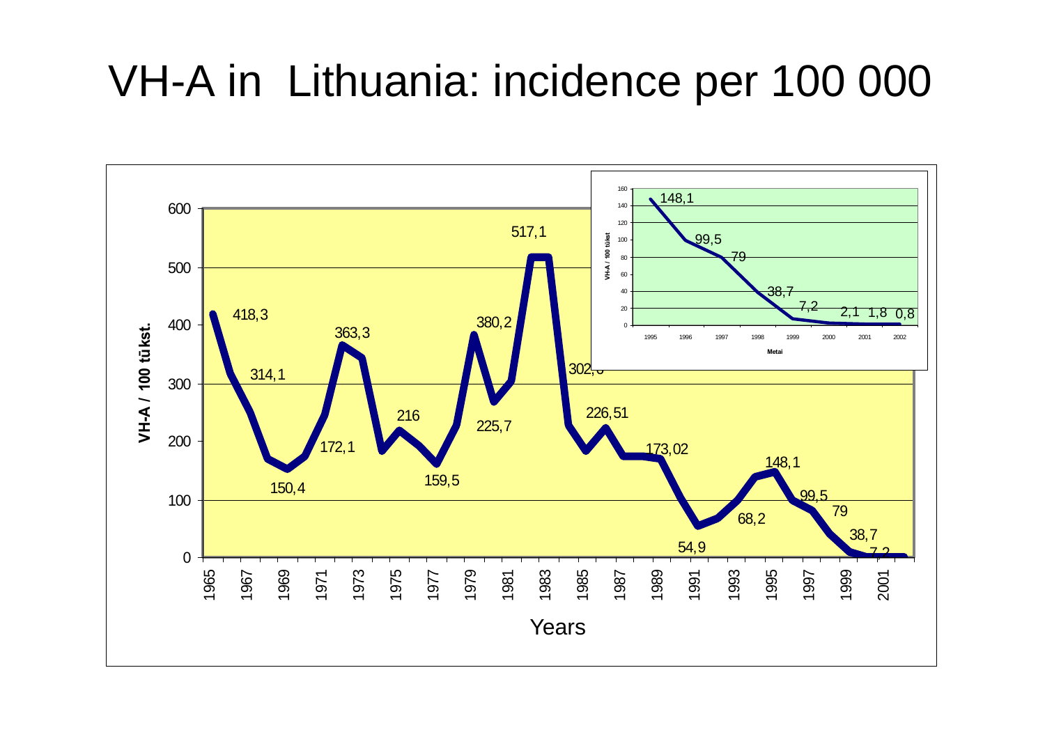# VH-A in Lithuania: incidence per 100 000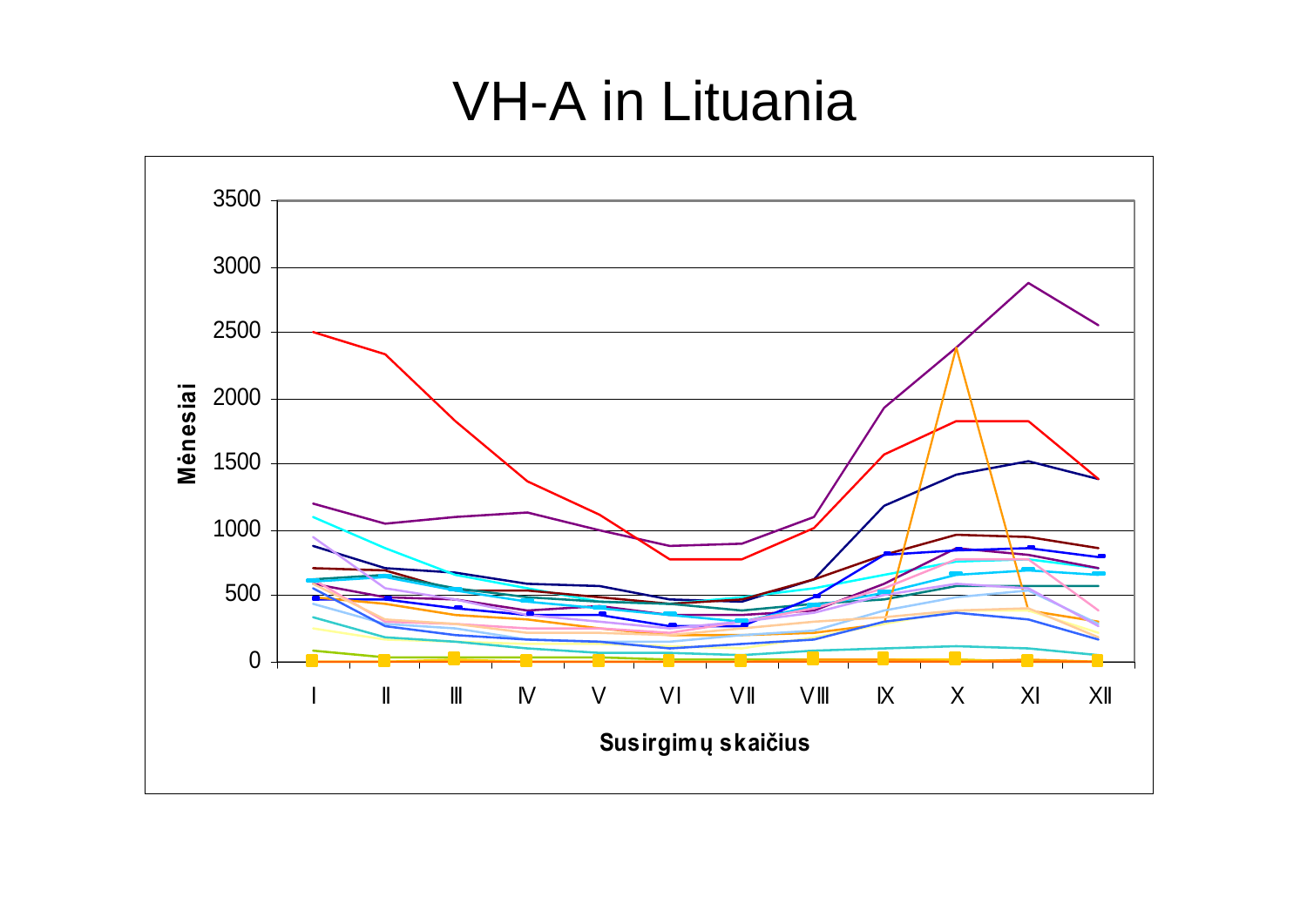# VH-A in Lituania

Mėnesiai

3500
3000
2500
2000
1500
1000
500
0

I II III IV V VI VII VIII IX X XI XII

Susirgimų skaičius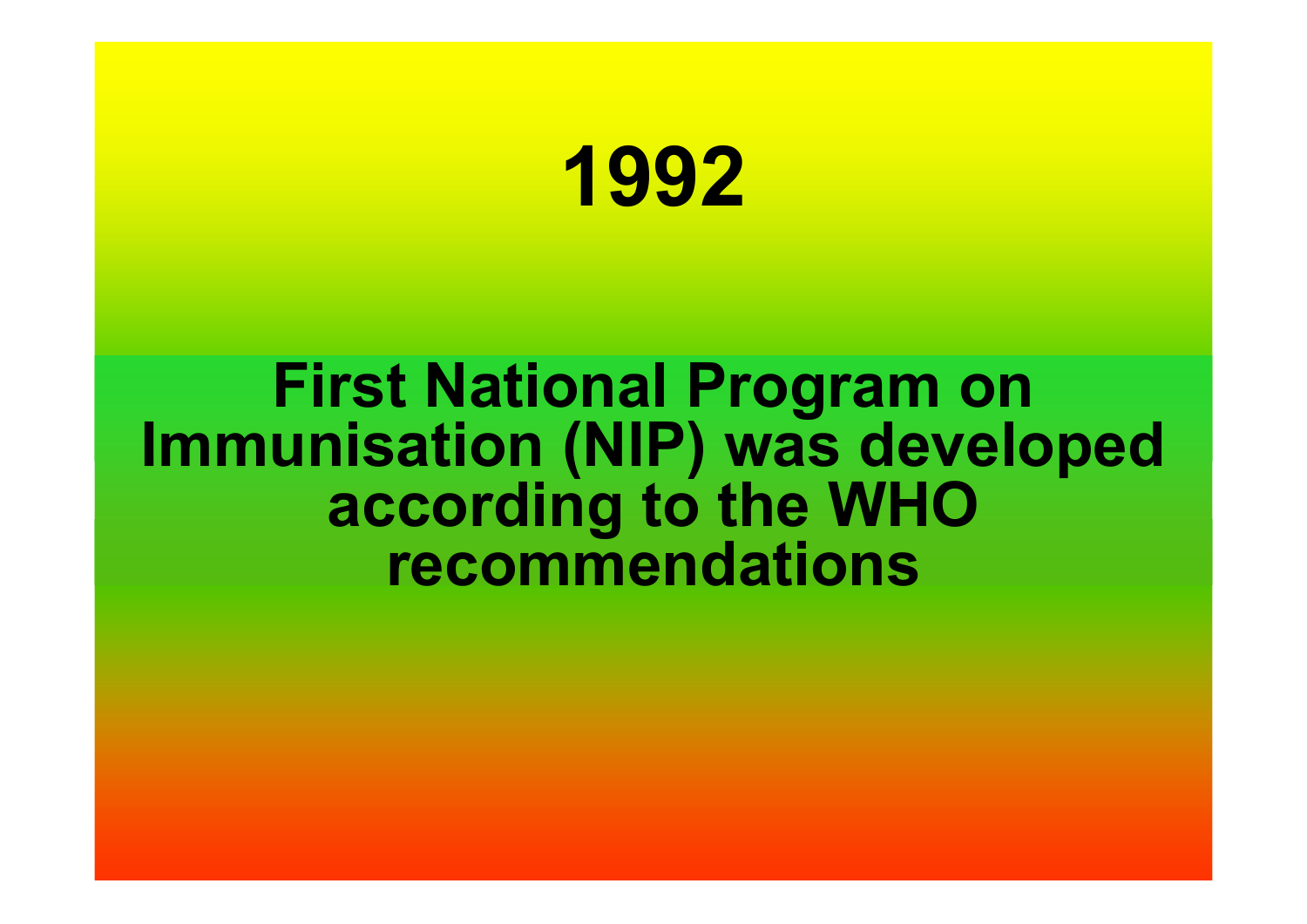# 1992

**First National Program on Immunisation (NIP) was developed according to the WHO recommendations**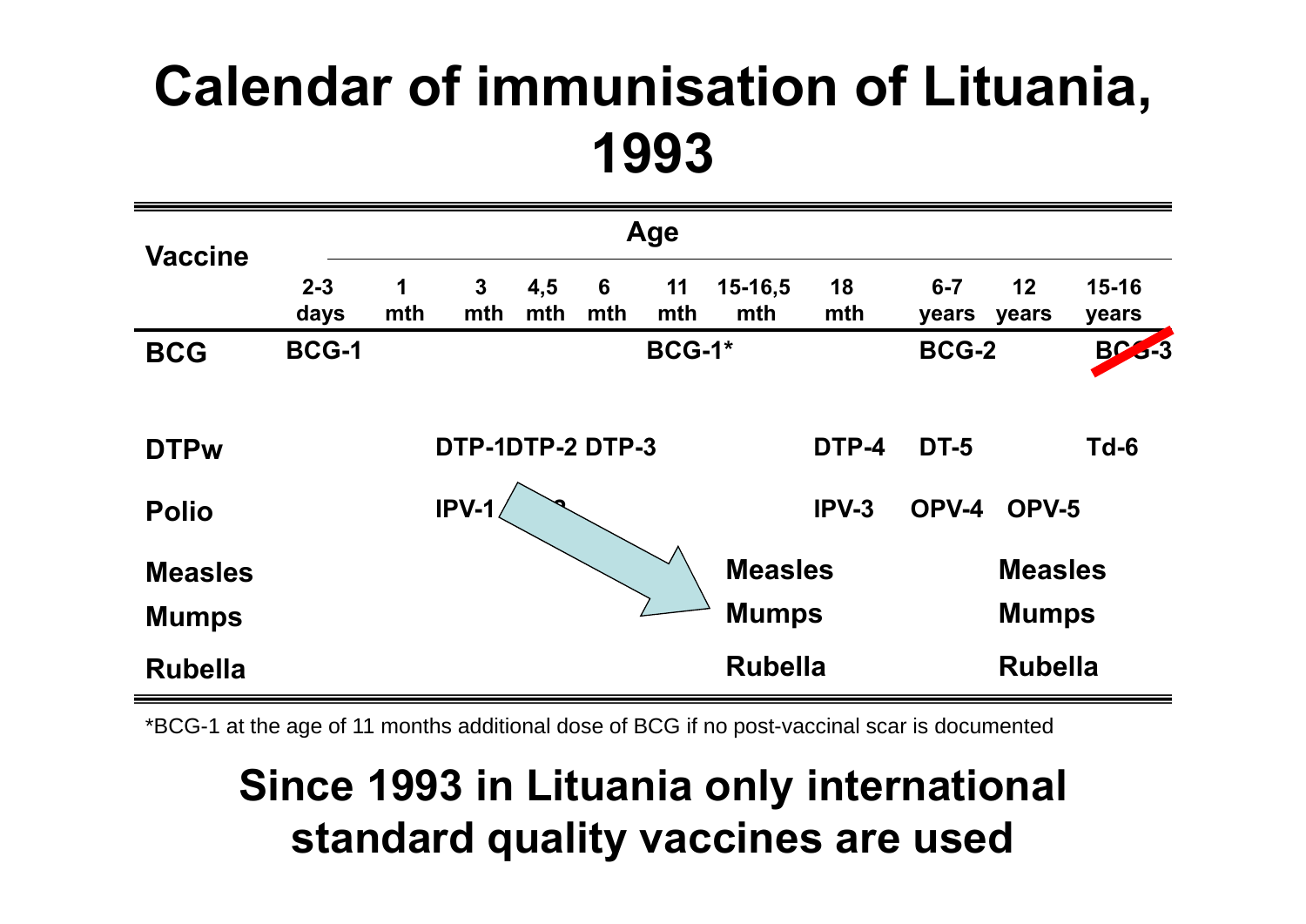# Calendar of immunisation of Lituania, 1993

| Vaccine | Age | | | | | | | | | | |
|---|---|---|---|---|---|---|---|---|---|---|---|
| | 2-3 days | 1 mth | 3 mth | 4,5 mth | 6 mth | 11 mth | 15-16,5 mth | 18 mth | 6-7 years | 12 years | 15-16 years |
| **BCG** | BCG-1 | | | | | BCG-1* | | | BCG-2 | | ~~BCG-3~~ |
| **DTPw** | | | DTP-1 | DTP-2 | DTP-3 | | | DTP-4 | DT-5 | | Td-6 |
| **Polio** | | | IPV-1 | | | | | IPV-3 | OPV-4 | OPV-5 | |
| **Measles** | | | | | | | Measles | | | Measles | |
| **Mumps** | | | | | | | Mumps | | | Mumps | |
| **Rubella** | | | | | | | Rubella | | | Rubella | |

*BCG-1 at the age of 11 months additional dose of BCG if no post-vaccinal scar is documented

**Since 1993 in Lituania only international standard quality vaccines are used**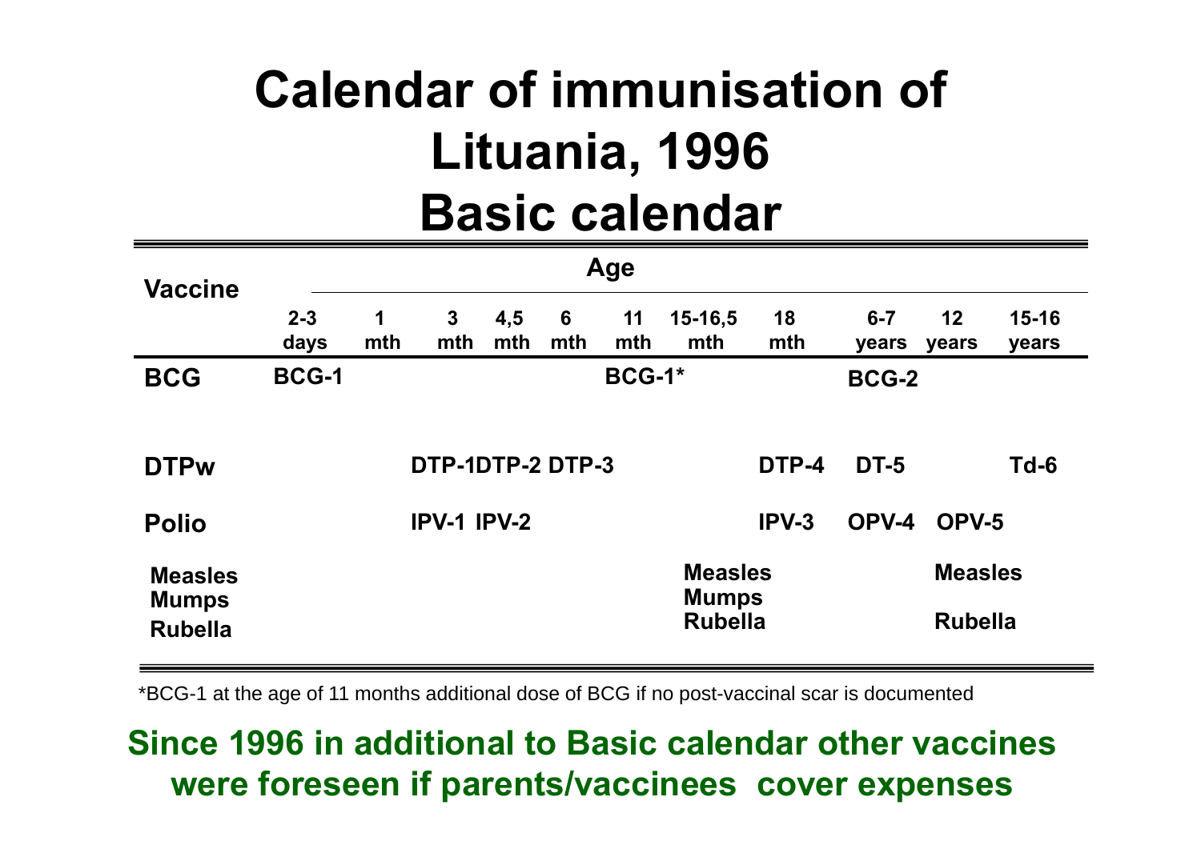# Calendar of immunisation of Lituania, 1996
# Basic calendar

| Vaccine | Age | | | | | | | | | | |
|---|---|---|---|---|---|---|---|---|---|---|---|
| | 2-3 days | 1 mth | 3 mth | 4,5 mth | 6 mth | 11 mth | 15-16,5 mth | 18 mth | 6-7 years | 12 years | 15-16 years |
| **BCG** | BCG-1 | | | | | BCG-1* | | | BCG-2 | | |
| **DTPw** | | | DTP-1 | DTP-2 | DTP-3 | | | DTP-4 | DT-5 | | Td-6 |
| **Polio** | | | IPV-1 | IPV-2 | | | | IPV-3 | OPV-4 | OPV-5 | |
| **Measles Mumps Rubella** | | | | | | | Measles Mumps Rubella | | | Measles Rubella | |

*BCG-1 at the age of 11 months additional dose of BCG if no post-vaccinal scar is documented

**Since 1996 in additional to Basic calendar other vaccines were foreseen if parents/vaccinees cover expenses**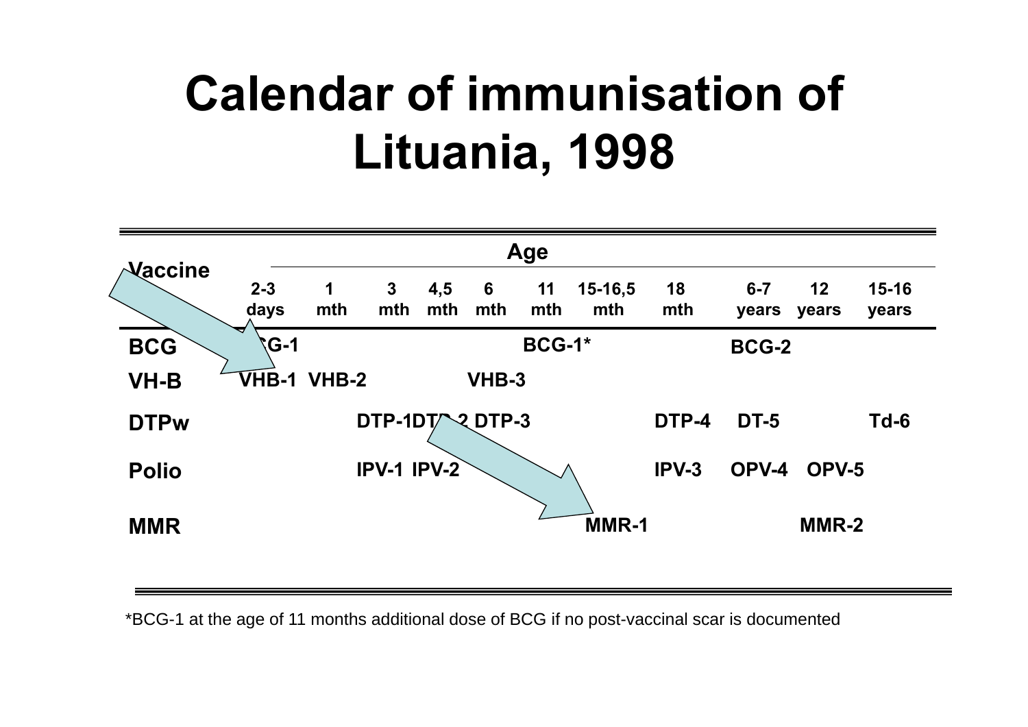# Calendar of immunisation of Lituania, 1998

| Vaccine | 2-3 days | 1 mth | 3 mth | 4,5 mth | 6 mth | 11 mth | 15-16,5 mth | 18 mth | 6-7 years | 12 years | 15-16 years |
|---|---|---|---|---|---|---|---|---|---|---|---|
| BCG | BCG-1 | | | | | BCG-1* | | | BCG-2 | | |
| VH-B | VHB-1 | VHB-2 | | | VHB-3 | | | | | | |
| DTPw | | | DTP-1 | DTP-2 | DTP-3 | | | DTP-4 | DT-5 | | Td-6 |
| Polio | | | IPV-1 | IPV-2 | | | | IPV-3 | OPV-4 | OPV-5 | |
| MMR | | | | | | | MMR-1 | | | MMR-2 | |

*BCG-1 at the age of 11 months additional dose of BCG if no post-vaccinal scar is documented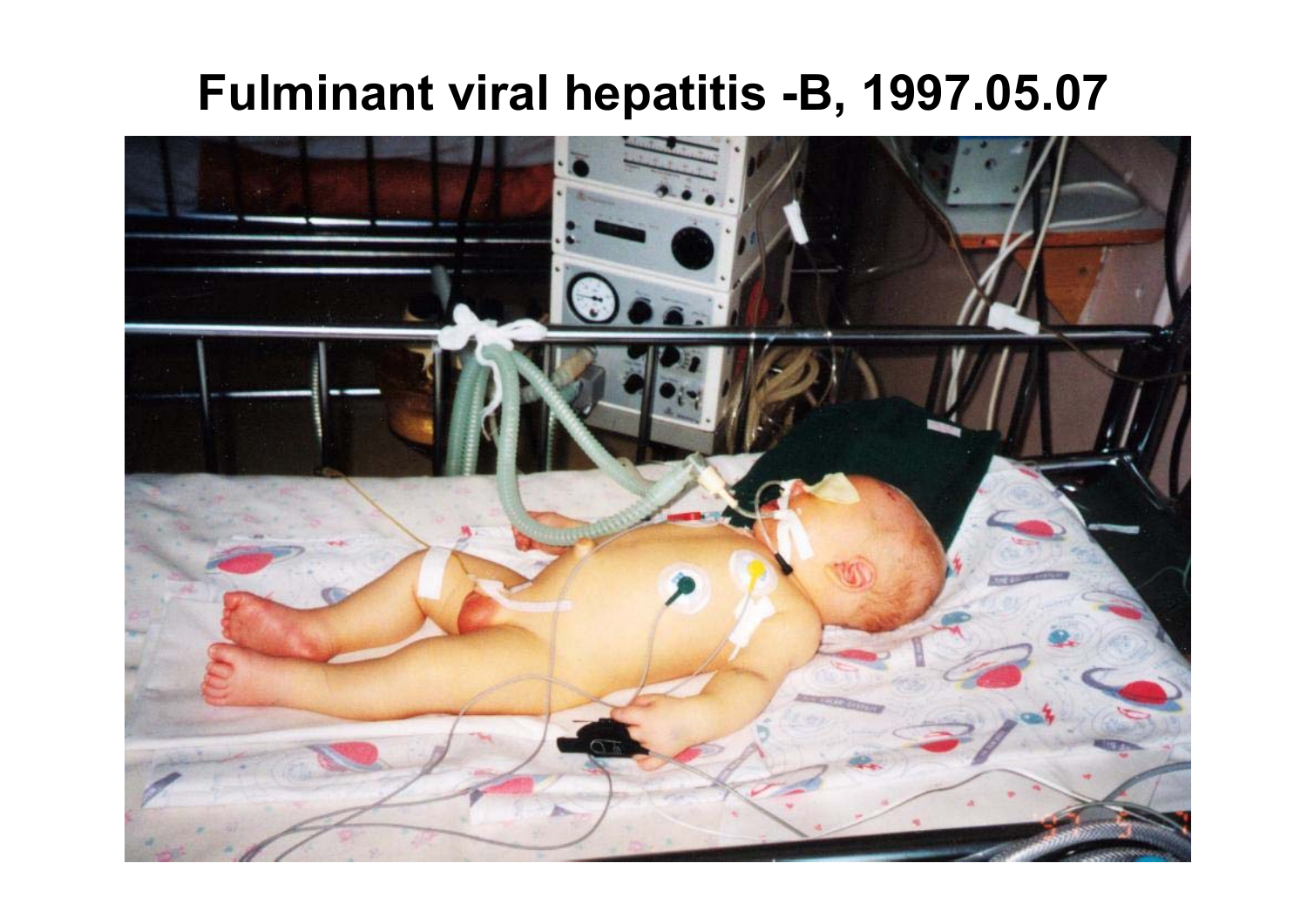# Fulminant viral hepatitis -B, 1997.05.07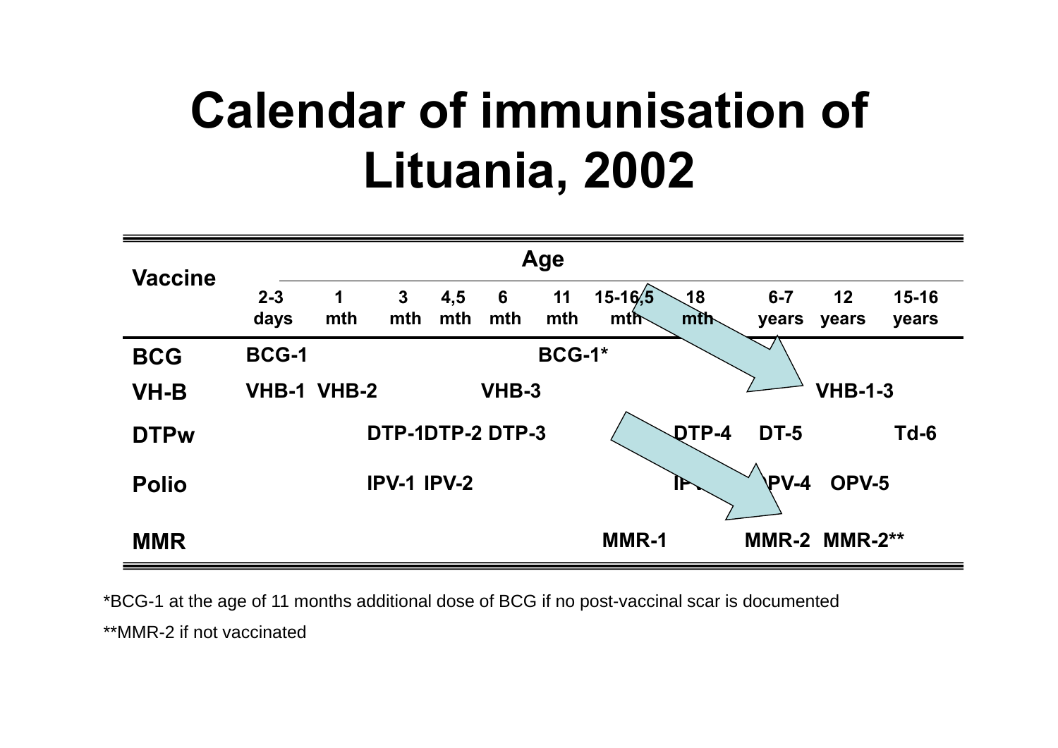# Calendar of immunisation of Lituania, 2002

| Vaccine | Age | | | | | | | | | | |
|---|---|---|---|---|---|---|---|---|---|---|---|
| | 2-3 days | 1 mth | 3 mth | 4,5 mth | 6 mth | 11 mth | 15-16,5 mth | 18 mth | 6-7 years | 12 years | 15-16 years |
| BCG | BCG-1 | | | | | BCG-1* | | | | | |
| VH-B | VHB-1 | VHB-2 | | | VHB-3 | | | | | VHB-1-3 | |
| DTPw | | | DTP-1 | DTP-2 | DTP-3 | | | DTP-4 | DT-5 | | Td-6 |
| Polio | | | IPV-1 | IPV-2 | | | | IPV-3 | OPV-4 | OPV-5 | |
| MMR | | | | | | | MMR-1 | | MMR-2 | MMR-2** | |

*BCG-1 at the age of 11 months additional dose of BCG if no post-vaccinal scar is documented

**MMR-2 if not vaccinated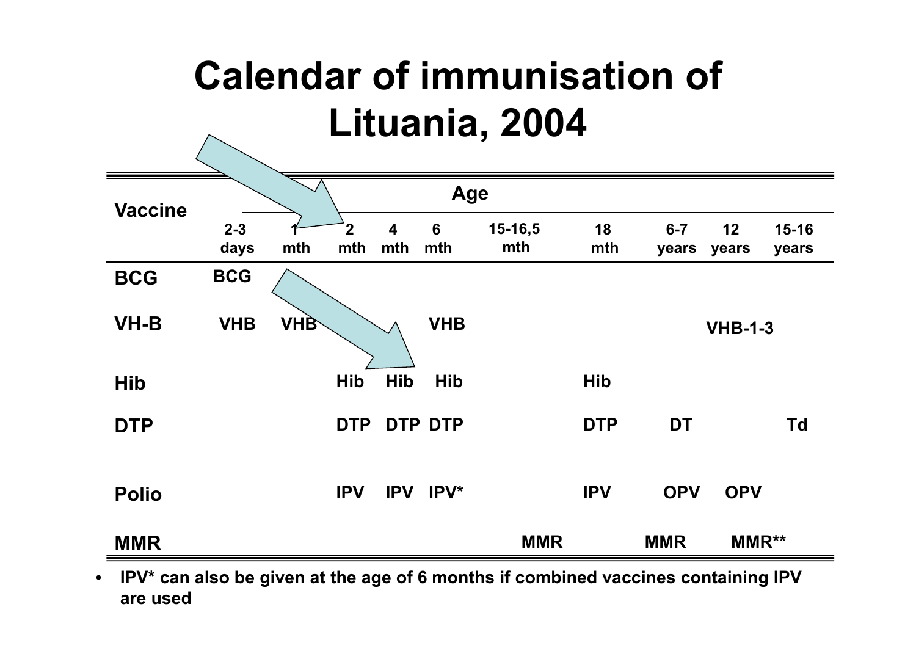# Calendar of immunisation of Lituania, 2004

| Vaccine | Age | | | | | | | | | |
|---|---|---|---|---|---|---|---|---|---|---|
| | 2-3 days | 1 mth | 2 mth | 4 mth | 6 mth | 15-16,5 mth | 18 mth | 6-7 years | 12 years | 15-16 years |
| BCG | BCG | | | | | | | | | |
| VH-B | VHB | VHB | | | VHB | | | | VHB-1-3 | |
| Hib | | | Hib | Hib | Hib | | Hib | | | |
| DTP | | | DTP | DTP | DTP | | DTP | DT | | Td |
| Polio | | | IPV | IPV | IPV* | | IPV | OPV | OPV | |
| MMR | | | | | | MMR | | MMR | MMR** | |

- IPV* can also be given at the age of 6 months if combined vaccines containing IPV are used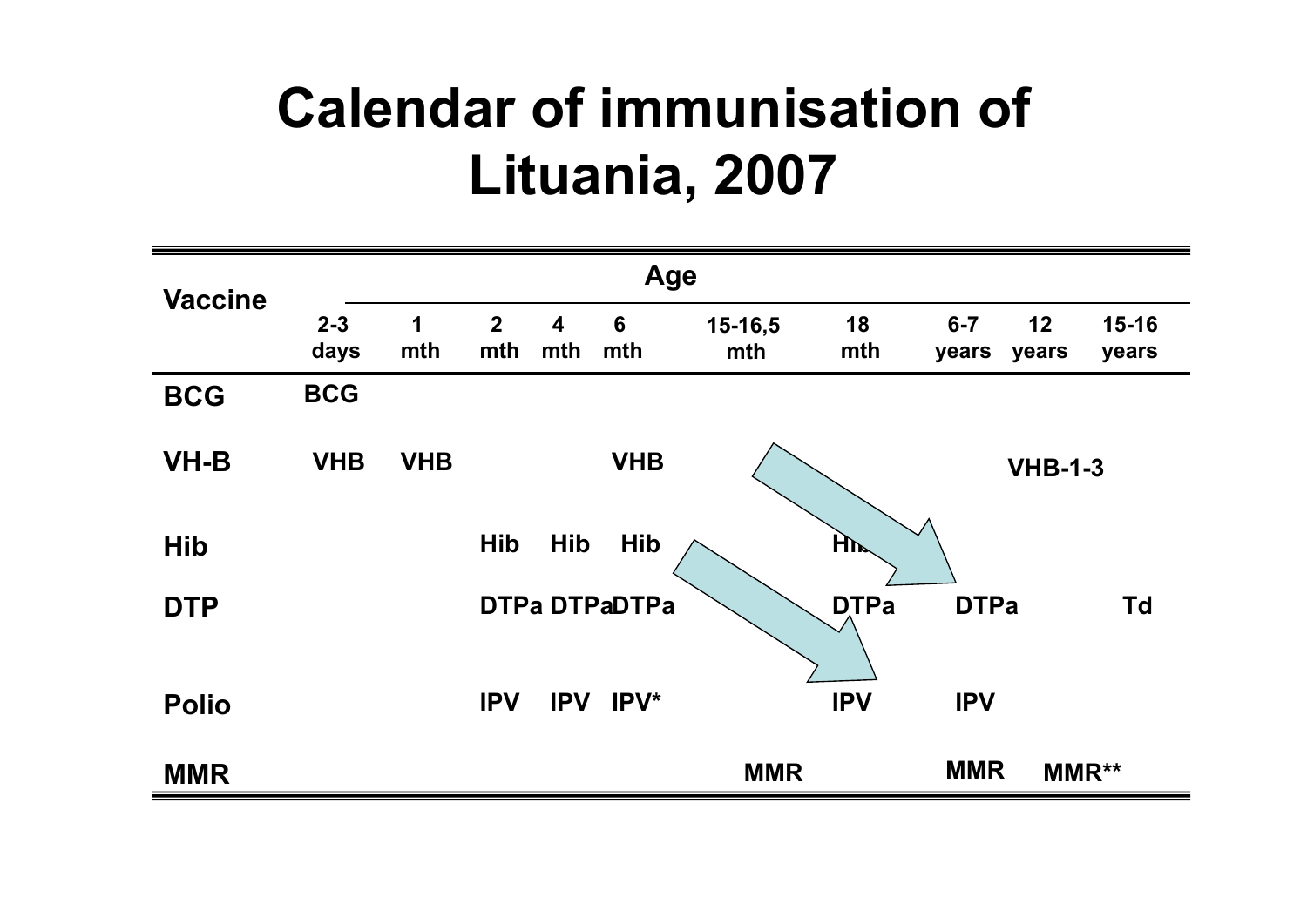# Calendar of immunisation of Lituania, 2007

| Vaccine | 2-3 days | 1 mth | 2 mth | 4 mth | 6 mth | 15-16,5 mth | 18 mth | 6-7 years | 12 years | 15-16 years |
|---|---|---|---|---|---|---|---|---|---|---|
| BCG | BCG | | | | | | | | | |
| VH-B | VHB | VHB | | | VHB | | | | VHB-1-3 | |
| Hib | | | Hib | Hib | Hib | | Hib | | | |
| DTP | | | DTPa | DTPa | DTPa | | DTPa | DTPa | | Td |
| Polio | | | IPV | IPV | IPV* | | IPV | IPV | | |
| MMR | | | | | | MMR | | MMR | MMR** | |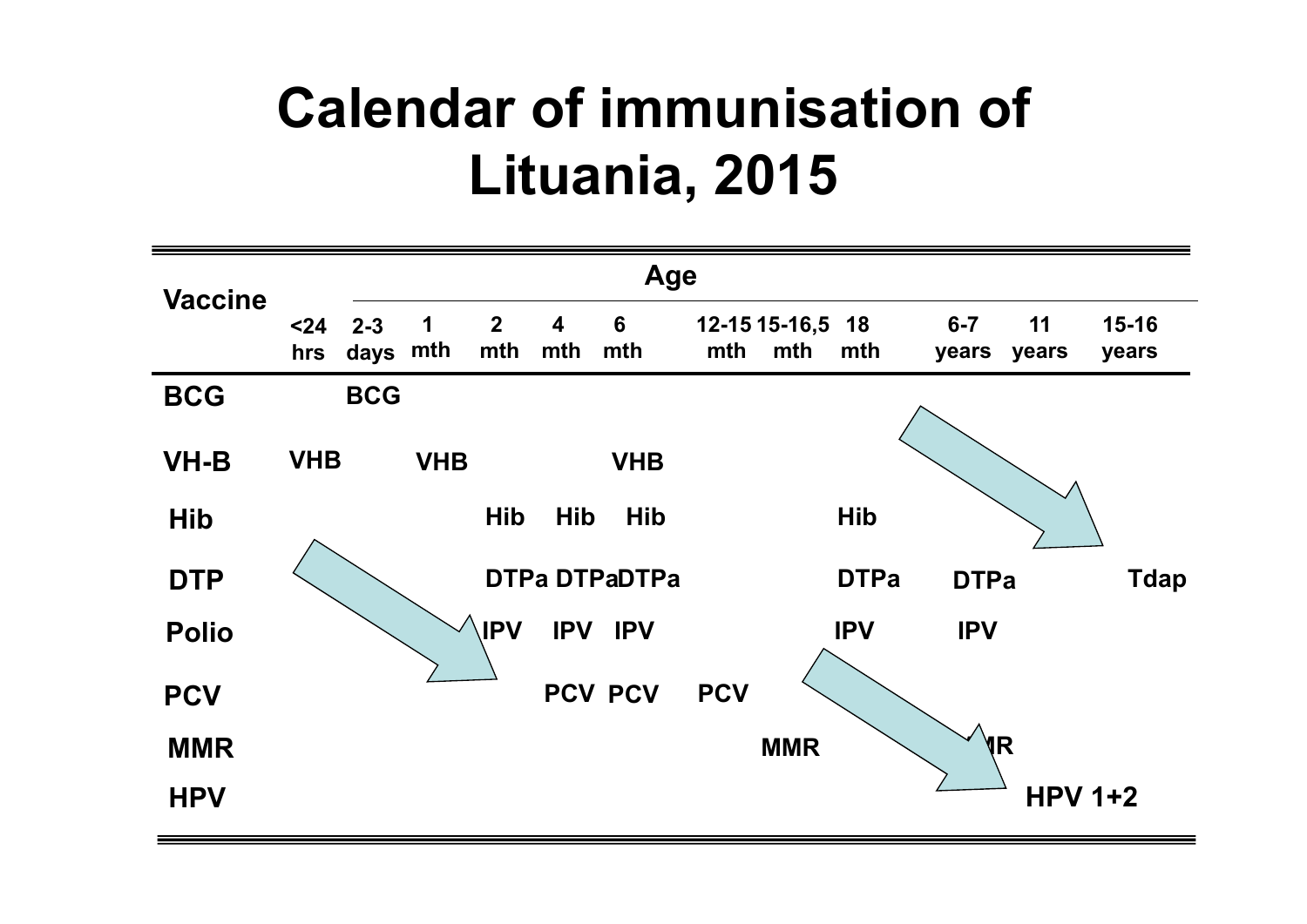# Calendar of immunisation of Lituania, 2015

| Vaccine | Age | | | | | | | | | | | | |
|---|---|---|---|---|---|---|---|---|---|---|---|---|---|
| | <24 hrs | 2-3 days | 1 mth | 2 mth | 4 mth | 6 mth | 12-15 mth | 15-16,5 mth | 18 mth | 6-7 years | 11 years | 15-16 years |
| BCG | | BCG | | | | | | | | | | |
| VH-B | VHB | | VHB | | | VHB | | | | | | |
| Hib | | | | Hib | Hib | Hib | | | Hib | | | |
| DTP | | | | DTPa | DTPa | DTPa | | | DTPa | DTPa | | Tdap |
| Polio | | | | IPV | IPV | IPV | | | IPV | IPV | | |
| PCV | | | | | PCV | PCV | PCV | | | | | |
| MMR | | | | | | | | MMR | | MMR | | |
| HPV | | | | | | | | | | | HPV 1+2 | |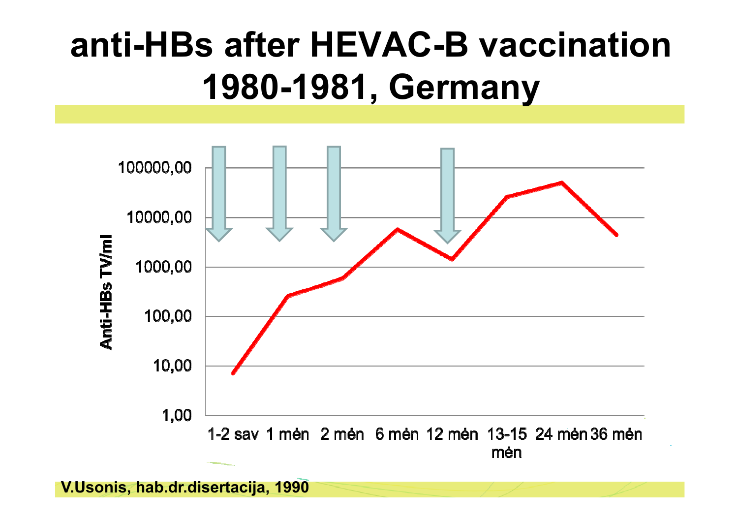# anti-HBs after HEVAC-B vaccination 1980-1981, Germany

Anti-HBs TV/ml

100000,00

10000,00

1000,00

100,00

10,00

1,00

1-2 sav | 1 mėn | 2 mėn | 6 mėn | 12 mėn | 13-15 mėn | 24 mėn | 36 mėn

V.Usonis, hab.dr.disertacija, 1990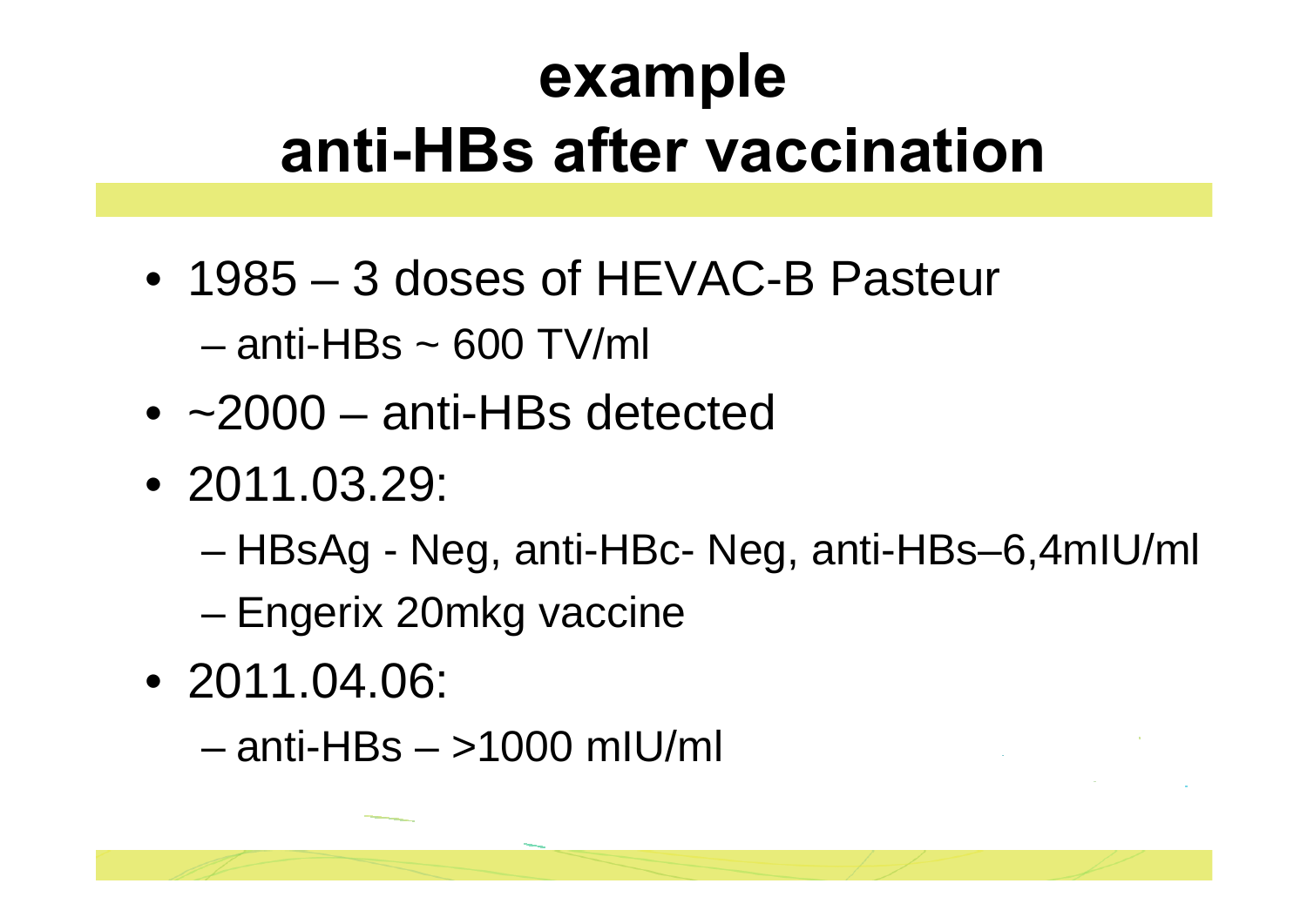# example
# anti-HBs after vaccination

- 1985 – 3 doses of HEVAC-B Pasteur
  - anti-HBs ~ 600 TV/ml
- ~2000 – anti-HBs detected
- 2011.03.29:
  - HBsAg - Neg, anti-HBc- Neg, anti-HBs–6,4mIU/ml
  - Engerix 20mkg vaccine
- 2011.04.06:
  - anti-HBs – >1000 mIU/ml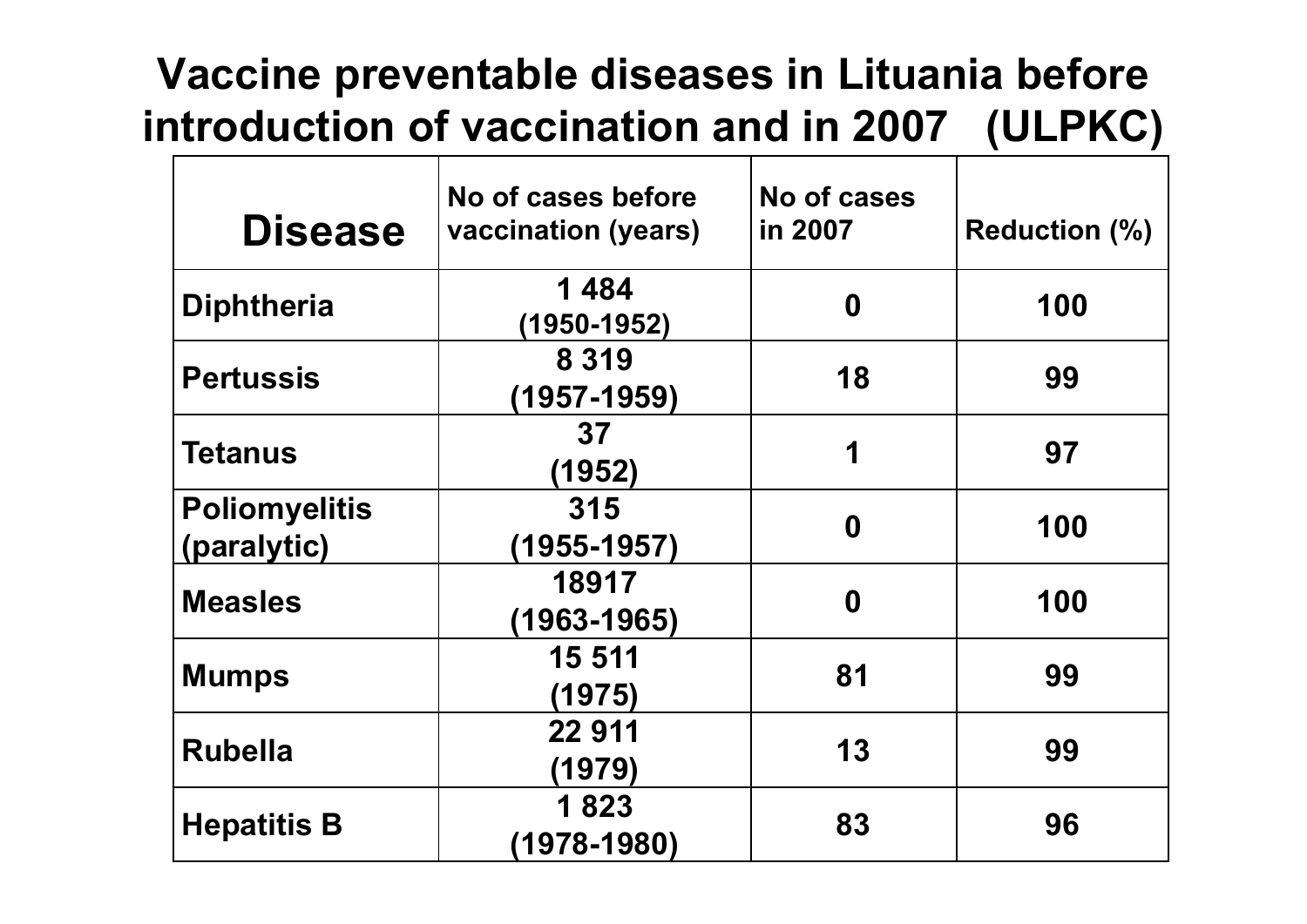# Vaccine preventable diseases in Lituania before introduction of vaccination and in 2007 (ULPKC)

| Disease | No of cases before vaccination (years) | No of cases in 2007 | Reduction (%) |
|---|---|---|---|
| Diphtheria | 1 484 (1950-1952) | 0 | 100 |
| Pertussis | 8 319 (1957-1959) | 18 | 99 |
| Tetanus | 37 (1952) | 1 | 97 |
| Poliomyelitis (paralytic) | 315 (1955-1957) | 0 | 100 |
| Measles | 18917 (1963-1965) | 0 | 100 |
| Mumps | 15 511 (1975) | 81 | 99 |
| Rubella | 22 911 (1979) | 13 | 99 |
| Hepatitis B | 1 823 (1978-1980) | 83 | 96 |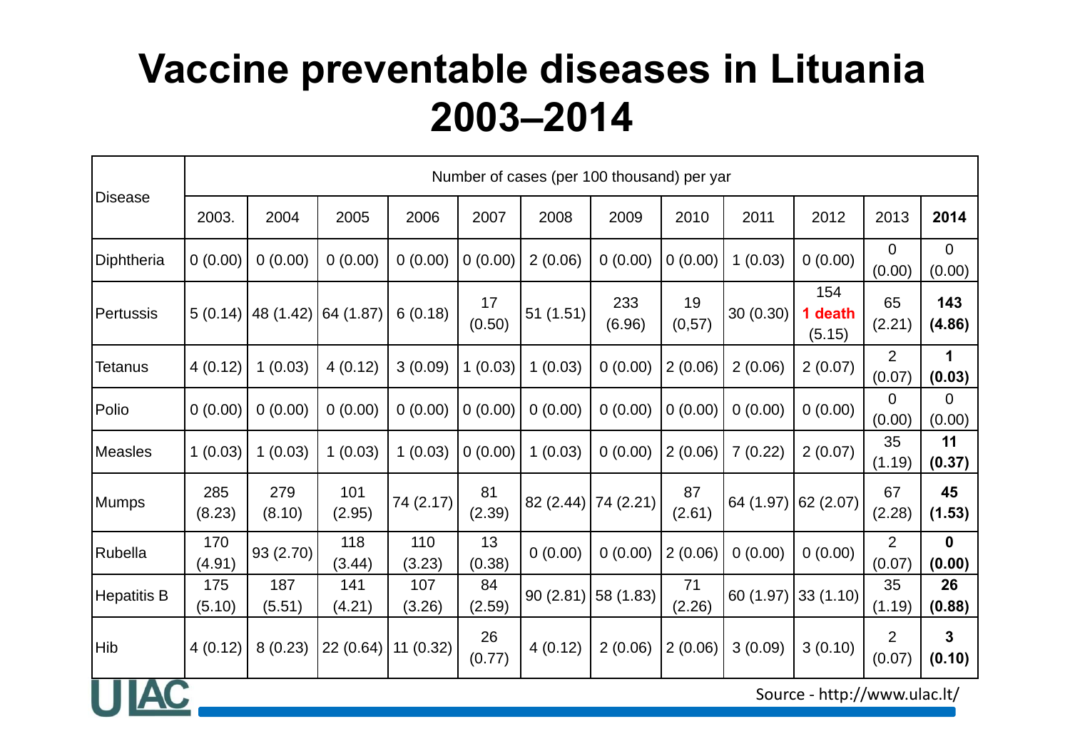# Vaccine preventable diseases in Lituania 2003–2014

| Disease | Number of cases (per 100 thousand) per yar | | | | | | | | | | | |
|---|---|---|---|---|---|---|---|---|---|---|---|---|
| | 2003. | 2004 | 2005 | 2006 | 2007 | 2008 | 2009 | 2010 | 2011 | 2012 | 2013 | **2014** |
| Diphtheria | 0 (0.00) | 0 (0.00) | 0 (0.00) | 0 (0.00) | 0 (0.00) | 2 (0.06) | 0 (0.00) | 0 (0.00) | 1 (0.03) | 0 (0.00) | 0 (0.00) | 0 (0.00) |
| Pertussis | 5 (0.14) | 48 (1.42) | 64 (1.87) | 6 (0.18) | 17 (0.50) | 51 (1.51) | 233 (6.96) | 19 (0,57) | 30 (0.30) | 154 **1 death** (5.15) | 65 (2.21) | **143 (4.86)** |
| Tetanus | 4 (0.12) | 1 (0.03) | 4 (0.12) | 3 (0.09) | 1 (0.03) | 1 (0.03) | 0 (0.00) | 2 (0.06) | 2 (0.06) | 2 (0.07) | 2 (0.07) | **1 (0.03)** |
| Polio | 0 (0.00) | 0 (0.00) | 0 (0.00) | 0 (0.00) | 0 (0.00) | 0 (0.00) | 0 (0.00) | 0 (0.00) | 0 (0.00) | 0 (0.00) | 0 (0.00) | 0 (0.00) |
| Measles | 1 (0.03) | 1 (0.03) | 1 (0.03) | 1 (0.03) | 0 (0.00) | 1 (0.03) | 0 (0.00) | 2 (0.06) | 7 (0.22) | 2 (0.07) | 35 (1.19) | **11 (0.37)** |
| Mumps | 285 (8.23) | 279 (8.10) | 101 (2.95) | 74 (2.17) | 81 (2.39) | 82 (2.44) | 74 (2.21) | 87 (2.61) | 64 (1.97) | 62 (2.07) | 67 (2.28) | **45 (1.53)** |
| Rubella | 170 (4.91) | 93 (2.70) | 118 (3.44) | 110 (3.23) | 13 (0.38) | 0 (0.00) | 0 (0.00) | 2 (0.06) | 0 (0.00) | 0 (0.00) | 2 (0.07) | **0 (0.00)** |
| Hepatitis B | 175 (5.10) | 187 (5.51) | 141 (4.21) | 107 (3.26) | 84 (2.59) | 90 (2.81) | 58 (1.83) | 71 (2.26) | 60 (1.97) | 33 (1.10) | 35 (1.19) | **26 (0.88)** |
| Hib | 4 (0.12) | 8 (0.23) | 22 (0.64) | 11 (0.32) | 26 (0.77) | 4 (0.12) | 2 (0.06) | 2 (0.06) | 3 (0.09) | 3 (0.10) | 2 (0.07) | **3 (0.10)** |

Source - http://www.ulac.lt/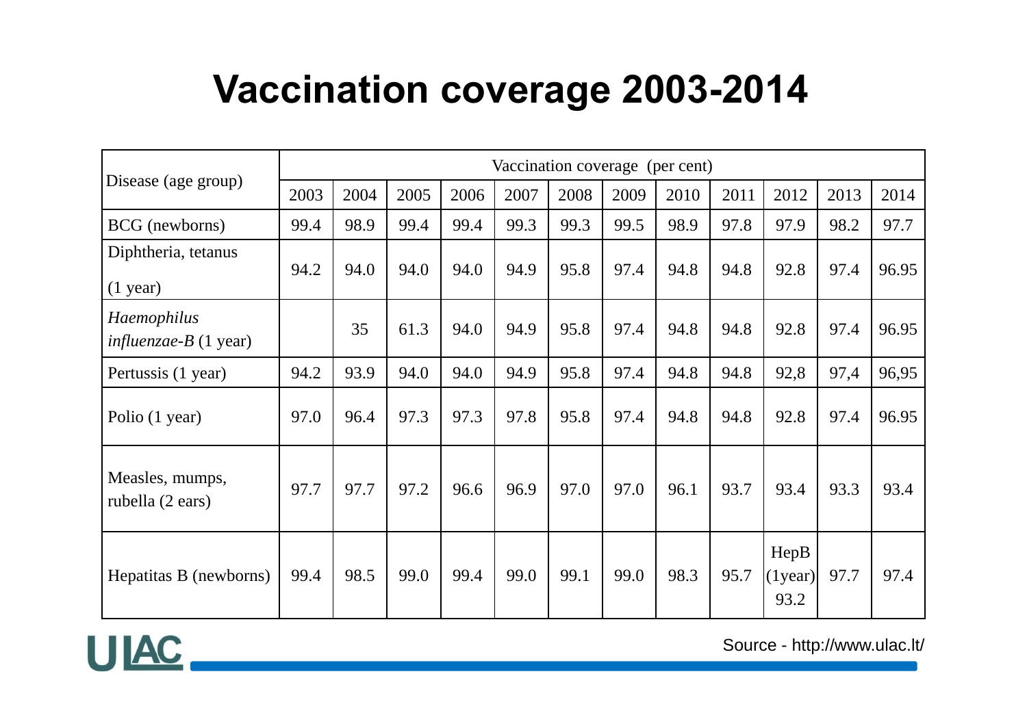# Vaccination coverage 2003-2014

| Disease (age group) | Vaccination coverage (per cent) | | | | | | | | | | | |
|---|---|---|---|---|---|---|---|---|---|---|---|---|
| | 2003 | 2004 | 2005 | 2006 | 2007 | 2008 | 2009 | 2010 | 2011 | 2012 | 2013 | 2014 |
| BCG (newborns) | 99.4 | 98.9 | 99.4 | 99.4 | 99.3 | 99.3 | 99.5 | 98.9 | 97.8 | 97.9 | 98.2 | 97.7 |
| Diphtheria, tetanus (1 year) | 94.2 | 94.0 | 94.0 | 94.0 | 94.9 | 95.8 | 97.4 | 94.8 | 94.8 | 92.8 | 97.4 | 96.95 |
| *Haemophilus influenzae-B* (1 year) | | 35 | 61.3 | 94.0 | 94.9 | 95.8 | 97.4 | 94.8 | 94.8 | 92.8 | 97.4 | 96.95 |
| Pertussis (1 year) | 94.2 | 93.9 | 94.0 | 94.0 | 94.9 | 95.8 | 97.4 | 94.8 | 94.8 | 92,8 | 97,4 | 96,95 |
| Polio (1 year) | 97.0 | 96.4 | 97.3 | 97.3 | 97.8 | 95.8 | 97.4 | 94.8 | 94.8 | 92.8 | 97.4 | 96.95 |
| Measles, mumps, rubella (2 ears) | 97.7 | 97.7 | 97.2 | 96.6 | 96.9 | 97.0 | 97.0 | 96.1 | 93.7 | 93.4 | 93.3 | 93.4 |
| Hepatitas B (newborns) | 99.4 | 98.5 | 99.0 | 99.4 | 99.0 | 99.1 | 99.0 | 98.3 | 95.7 | HepB (1year) 93.2 | 97.7 | 97.4 |

ULAC

Source - http://www.ulac.lt/